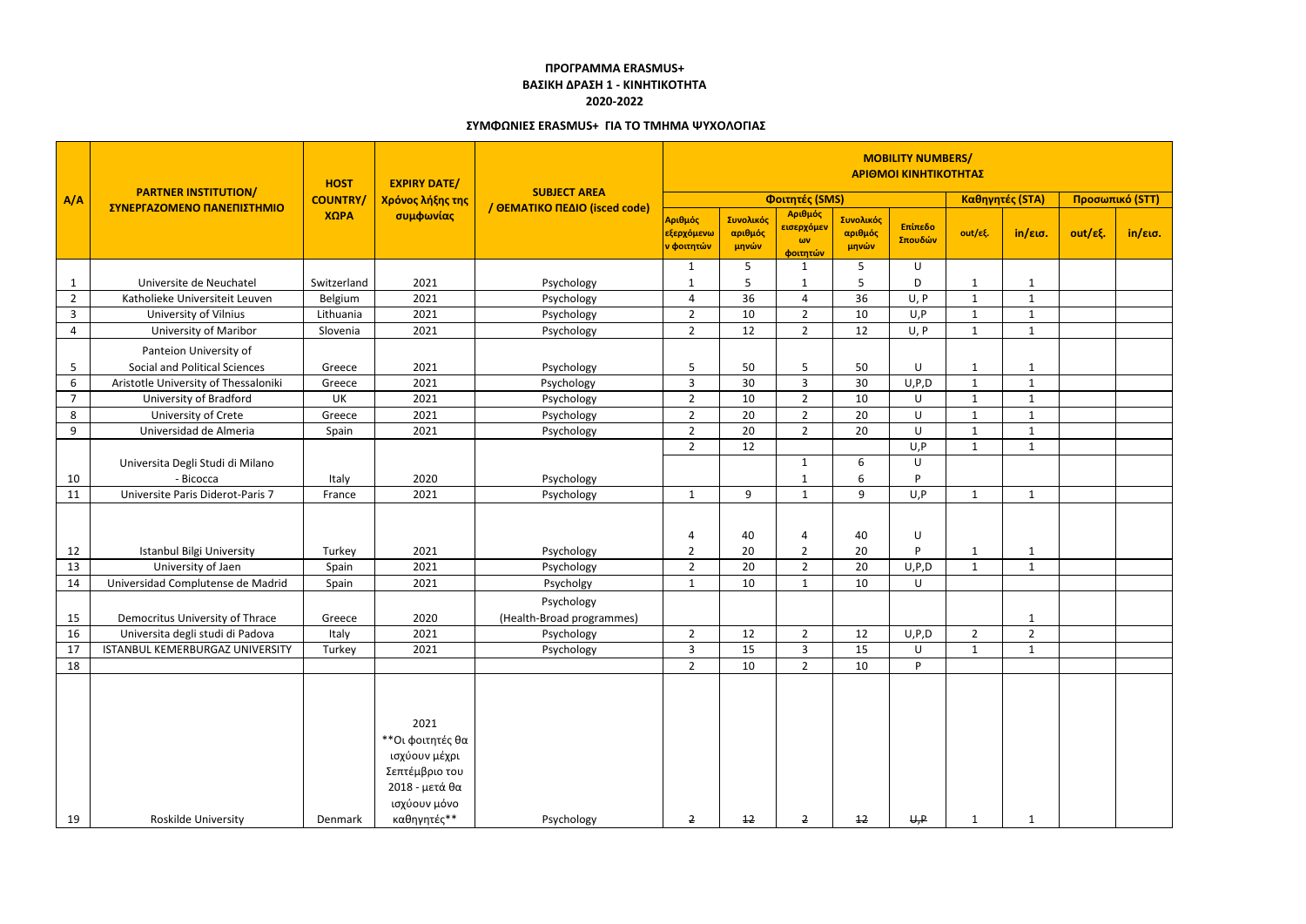**ΠΡΟΓΡΑΜΜΑ ERASMUS+**
**ΒΑΣΙΚΗ ΔΡΑΣΗ 1 - ΚΙΝΗΤΙΚΟΤΗΤΑ**
**2020-2022**

**ΣΥΜΦΩΝΙΕΣ ERASMUS+ ΓΙΑ ΤΟ ΤΜΗΜΑ ΨΥΧΟΛΟΓΙΑΣ**

| A/A | PARTNER INSTITUTION/ ΣΥΝΕΡΓΑΖΟΜΕΝΟ ΠΑΝΕΠΙΣΤΗΜΙΟ | HOST COUNTRY/ ΧΩΡΑ | EXPIRY DATE/ Χρόνος λήξης της συμφωνίας | SUBJECT AREA / ΘΕΜΑΤΙΚΟ ΠΕΔΙΟ (isced code) | MOBILITY NUMBERS/ ΑΡΙΘΜΟΙ ΚΙΝΗΤΙΚΟΤΗΤΑΣ | | | | | | | | |
|---|---|---|---|---|---|---|---|---|---|---|---|---|---|
| | | | | | Φοιτητές (SMS) | | | | | Καθηγητές (STA) | | Προσωπικό (STT) | |
| | | | | | Αριθμός εξερχόμενων φοιτητών | Συνολικός αριθμός μηνών | Αριθμός εισερχόμενων φοιτητών | Συνολικός αριθμός μηνών | Επίπεδο Σπουδών | out/εξ. | in/εισ. | out/εξ. | in/εισ. |
| | | | | | 1 | 5 | 1 | 5 | U | | | | |
| 1 | Universite de Neuchatel | Switzerland | 2021 | Psychology | 1 | 5 | 1 | 5 | D | 1 | 1 | | |
| 2 | Katholieke Universiteit Leuven | Belgium | 2021 | Psychology | 4 | 36 | 4 | 36 | U, P | 1 | 1 | | |
| 3 | University of Vilnius | Lithuania | 2021 | Psychology | 2 | 10 | 2 | 10 | U,P | 1 | 1 | | |
| 4 | University of Maribor | Slovenia | 2021 | Psychology | 2 | 12 | 2 | 12 | U, P | 1 | 1 | | |
| 5 | Panteion University of Social and Political Sciences | Greece | 2021 | Psychology | 5 | 50 | 5 | 50 | U | 1 | 1 | | |
| 6 | Aristotle University of Thessaloniki | Greece | 2021 | Psychology | 3 | 30 | 3 | 30 | U,P,D | 1 | 1 | | |
| 7 | University of Bradford | UK | 2021 | Psychology | 2 | 10 | 2 | 10 | U | 1 | 1 | | |
| 8 | University of Crete | Greece | 2021 | Psychology | 2 | 20 | 2 | 20 | U | 1 | 1 | | |
| 9 | Universidad de Almeria | Spain | 2021 | Psychology | 2 | 20 | 2 | 20 | U | 1 | 1 | | |
| | | | | | 2 | 12 | | | U,P | 1 | 1 | | |
| | | | | | | | 1 | 6 | U | | | | |
| 10 | Universita Degli Studi di Milano - Bicocca | Italy | 2020 | Psychology | | | 1 | 6 | P | | | | |
| 11 | Universite Paris Diderot-Paris 7 | France | 2021 | Psychology | 1 | 9 | 1 | 9 | U,P | 1 | 1 | | |
| | | | | | 4 | 40 | 4 | 40 | U | | | | |
| 12 | Istanbul Bilgi University | Turkey | 2021 | Psychology | 2 | 20 | 2 | 20 | P | 1 | 1 | | |
| 13 | University of Jaen | Spain | 2021 | Psychology | 2 | 20 | 2 | 20 | U,P,D | 1 | 1 | | |
| 14 | Universidad Complutense de Madrid | Spain | 2021 | Psycholgy | 1 | 10 | 1 | 10 | U | | | | |
| 15 | Democritus University of Thrace | Greece | 2020 | Psychology (Health-Broad programmes) | | | | | | | 1 | | |
| 16 | Universita degli studi di Padova | Italy | 2021 | Psychology | 2 | 12 | 2 | 12 | U,P,D | 2 | 2 | | |
| 17 | ISTANBUL KEMERBURGAZ UNIVERSITY | Turkey | 2021 | Psychology | 3 | 15 | 3 | 15 | U | 1 | 1 | | |
| 18 | | | | | 2 | 10 | 2 | 10 | P | | | | |
| 19 | Roskilde University | Denmark | 2021 **Οι φοιτητές θα ισχύουν μέχρι Σεπτέμβριο του 2018 - μετά θα ισχύουν μόνο καθηγητές** | Psychology | ~~2~~ | ~~12~~ | ~~2~~ | ~~12~~ | ~~U,P~~ | 1 | 1 | | |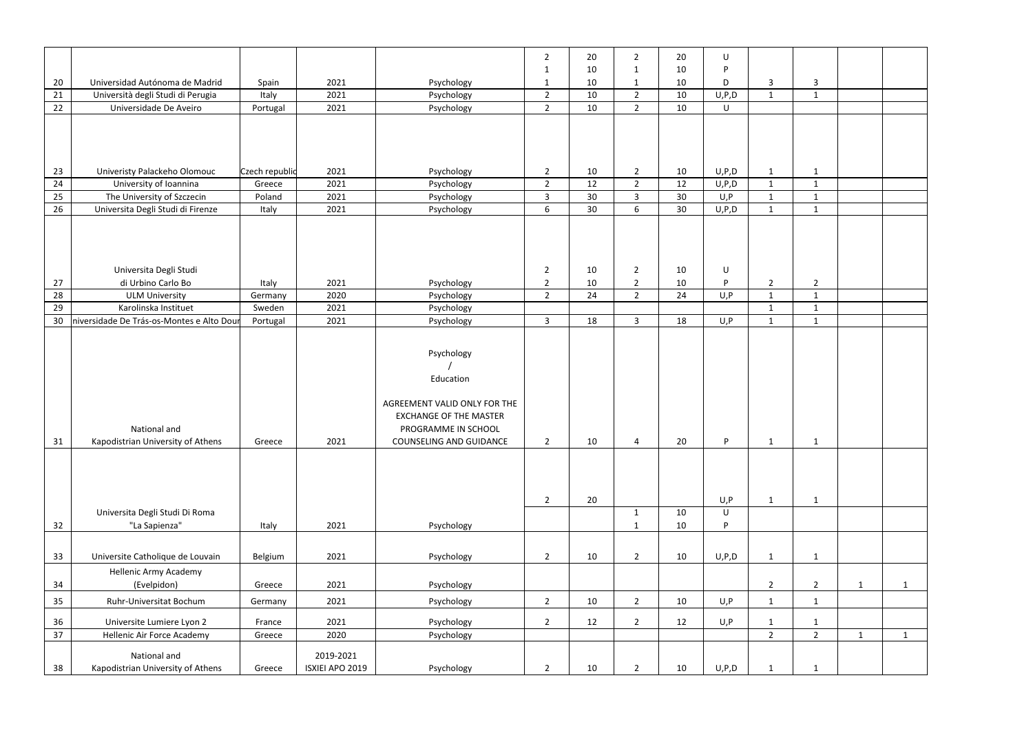|  |  |  |  |  |  |  |  |  |  |  |  |  |  |
|---|---|---|---|---|---|---|---|---|---|---|---|---|---|
|  |  |  |  |  | 2 | 20 | 2 | 20 | U |  |  |  |  |
|  |  |  |  |  | 1 | 10 | 1 | 10 | P |  |  |  |  |
| 20 | Universidad Autónoma de Madrid | Spain | 2021 | Psychology | 1 | 10 | 1 | 10 | D | 3 | 3 |  |  |
| 21 | Università degli Studi di Perugia | Italy | 2021 | Psychology | 2 | 10 | 2 | 10 | U,P,D | 1 | 1 |  |  |
| 22 | Universidade De Aveiro | Portugal | 2021 | Psychology | 2 | 10 | 2 | 10 | U |  |  |  |  |
| 23 | Univeristy Palackeho Olomouc | Czech republic | 2021 | Psychology | 2 | 10 | 2 | 10 | U,P,D | 1 | 1 |  |  |
| 24 | University of Ioannina | Greece | 2021 | Psychology | 2 | 12 | 2 | 12 | U,P,D | 1 | 1 |  |  |
| 25 | The University of Szczecin | Poland | 2021 | Psychology | 3 | 30 | 3 | 30 | U,P | 1 | 1 |  |  |
| 26 | Universita Degli Studi di Firenze | Italy | 2021 | Psychology | 6 | 30 | 6 | 30 | U,P,D | 1 | 1 |  |  |
|  | Universita Degli Studi |  |  |  | 2 | 10 | 2 | 10 | U |  |  |  |  |
| 27 | di Urbino Carlo Bo | Italy | 2021 | Psychology | 2 | 10 | 2 | 10 | P | 2 | 2 |  |  |
| 28 | ULM University | Germany | 2020 | Psychology | 2 | 24 | 2 | 24 | U,P | 1 | 1 |  |  |
| 29 | Karolinska Instituet | Sweden | 2021 | Psychology |  |  |  |  |  | 1 | 1 |  |  |
| 30 | niversidade De Trás-os-Montes e Alto Dour | Portugal | 2021 | Psychology | 3 | 18 | 3 | 18 | U,P | 1 | 1 |  |  |
| 31 | National and Kapodistrian University of Athens | Greece | 2021 | Psychology / Education AGREEMENT VALID ONLY FOR THE EXCHANGE OF THE MASTER PROGRAMME IN SCHOOL COUNSELING AND GUIDANCE | 2 | 10 | 4 | 20 | P | 1 | 1 |  |  |
|  |  |  |  |  | 2 | 20 |  |  | U,P | 1 | 1 |  |  |
|  | Universita Degli Studi Di Roma |  |  |  |  |  | 1 | 10 | U |  |  |  |  |
| 32 | "La Sapienza" | Italy | 2021 | Psychology |  |  | 1 | 10 | P |  |  |  |  |
| 33 | Universite Catholique de Louvain | Belgium | 2021 | Psychology | 2 | 10 | 2 | 10 | U,P,D | 1 | 1 |  |  |
| 34 | Hellenic Army Academy (Evelpidon) | Greece | 2021 | Psychology |  |  |  |  |  | 2 | 2 | 1 | 1 |
| 35 | Ruhr-Universitat Bochum | Germany | 2021 | Psychology | 2 | 10 | 2 | 10 | U,P | 1 | 1 |  |  |
| 36 | Universite Lumiere Lyon 2 | France | 2021 | Psychology | 2 | 12 | 2 | 12 | U,P | 1 | 1 |  |  |
| 37 | Hellenic Air Force Academy | Greece | 2020 | Psychology |  |  |  |  |  | 2 | 2 | 1 | 1 |
| 38 | National and Kapodistrian University of Athens | Greece | 2019-2021 ISXIEI APO 2019 | Psychology | 2 | 10 | 2 | 10 | U,P,D | 1 | 1 |  |  |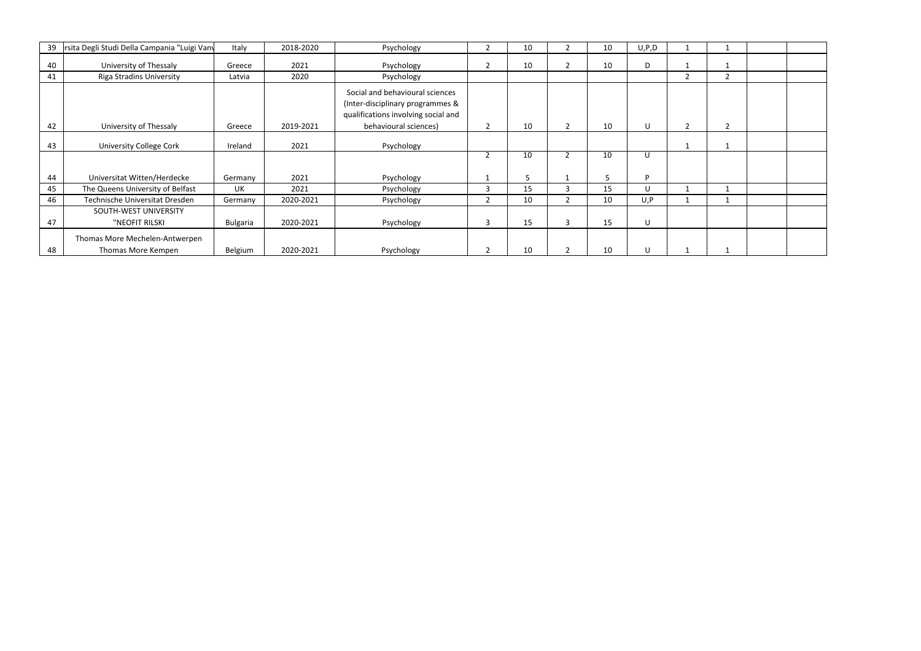| | | | | | | | | | | | | | |
|---|---|---|---|---|---|---|---|---|---|---|---|---|---|
| 39 | rsita Degli Studi Della Campania "Luigi Vanv | Italy | 2018-2020 | Psychology | 2 | 10 | 2 | 10 | U,P,D | 1 | 1 | | |
| 40 | University of Thessaly | Greece | 2021 | Psychology | 2 | 10 | 2 | 10 | D | 1 | 1 | | |
| 41 | Riga Stradins University | Latvia | 2020 | Psychology | | | | | | 2 | 2 | | |
| 42 | University of Thessaly | Greece | 2019-2021 | Social and behavioural sciences (Inter-disciplinary programmes & qualifications involving social and behavioural sciences) | 2 | 10 | 2 | 10 | U | 2 | 2 | | |
| 43 | University College Cork | Ireland | 2021 | Psychology | | | | | | 1 | 1 | | |
| 44 | Universitat Witten/Herdecke | Germany | 2021 | Psychology | 2<br>1 | 10<br>5 | 2<br>1 | 10<br>5 | U<br>P | | | | |
| 45 | The Queens University of Belfast | UK | 2021 | Psychology | 3 | 15 | 3 | 15 | U | 1 | 1 | | |
| 46 | Technische Universitat Dresden | Germany | 2020-2021 | Psychology | 2 | 10 | 2 | 10 | U,P | 1 | 1 | | |
| 47 | SOUTH-WEST UNIVERSITY "NEOFIT RILSKI | Bulgaria | 2020-2021 | Psychology | 3 | 15 | 3 | 15 | U | | | | |
| 48 | Thomas More Mechelen-Antwerpen Thomas More Kempen | Belgium | 2020-2021 | Psychology | 2 | 10 | 2 | 10 | U | 1 | 1 | | |